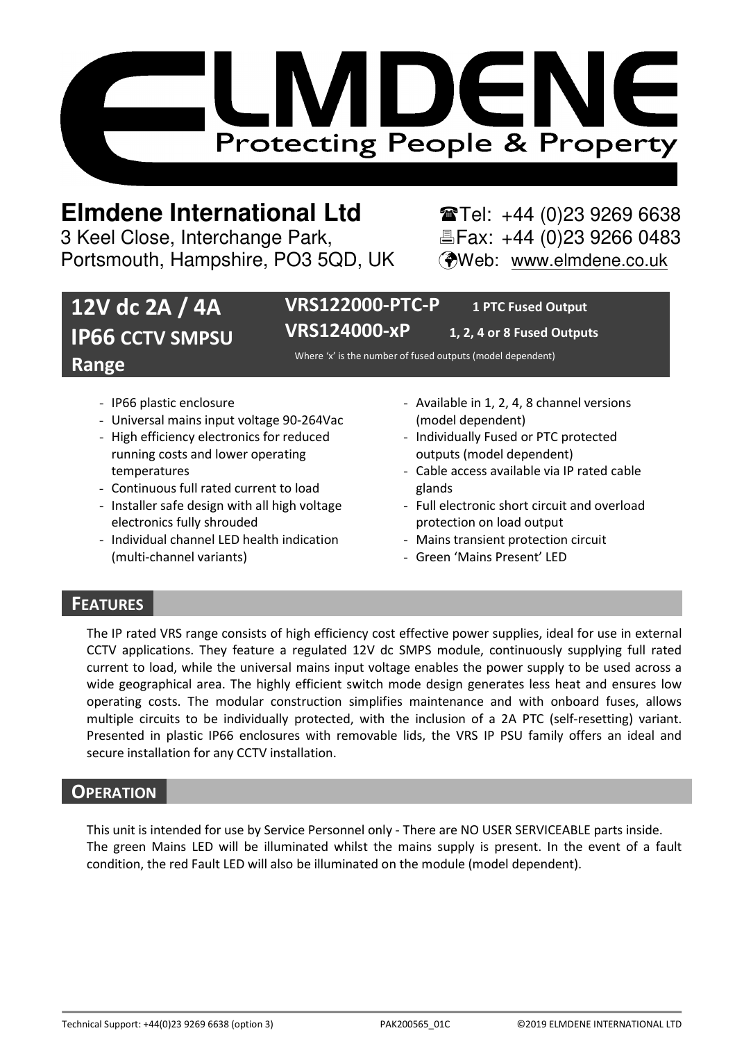# ELMDENE

Protecting People & Property

**Elmdene International Ltd**
3 Keel Close, Interchange Park,
Portsmouth, Hampshire, PO3 5QD, UK

☎Tel: +44 (0)23 9269 6638
Fax: +44 (0)23 9266 0483
Web: www.elmdene.co.uk

## 12V dc 2A / 4A IP66 CCTV SMPSU Range

**VRS122000-PTC-P** — **1 PTC Fused Output**
**VRS124000-xP** — **1, 2, 4 or 8 Fused Outputs**

Where 'x' is the number of fused outputs (model dependent)

- IP66 plastic enclosure
- Universal mains input voltage 90-264Vac
- High efficiency electronics for reduced running costs and lower operating temperatures
- Continuous full rated current to load
- Installer safe design with all high voltage electronics fully shrouded
- Individual channel LED health indication (multi-channel variants)
- Available in 1, 2, 4, 8 channel versions (model dependent)
- Individually Fused or PTC protected outputs (model dependent)
- Cable access available via IP rated cable glands
- Full electronic short circuit and overload protection on load output
- Mains transient protection circuit
- Green 'Mains Present' LED

## FEATURES

The IP rated VRS range consists of high efficiency cost effective power supplies, ideal for use in external CCTV applications. They feature a regulated 12V dc SMPS module, continuously supplying full rated current to load, while the universal mains input voltage enables the power supply to be used across a wide geographical area. The highly efficient switch mode design generates less heat and ensures low operating costs. The modular construction simplifies maintenance and with onboard fuses, allows multiple circuits to be individually protected, with the inclusion of a 2A PTC (self-resetting) variant. Presented in plastic IP66 enclosures with removable lids, the VRS IP PSU family offers an ideal and secure installation for any CCTV installation.

## OPERATION

This unit is intended for use by Service Personnel only - There are NO USER SERVICEABLE parts inside.
The green Mains LED will be illuminated whilst the mains supply is present. In the event of a fault condition, the red Fault LED will also be illuminated on the module (model dependent).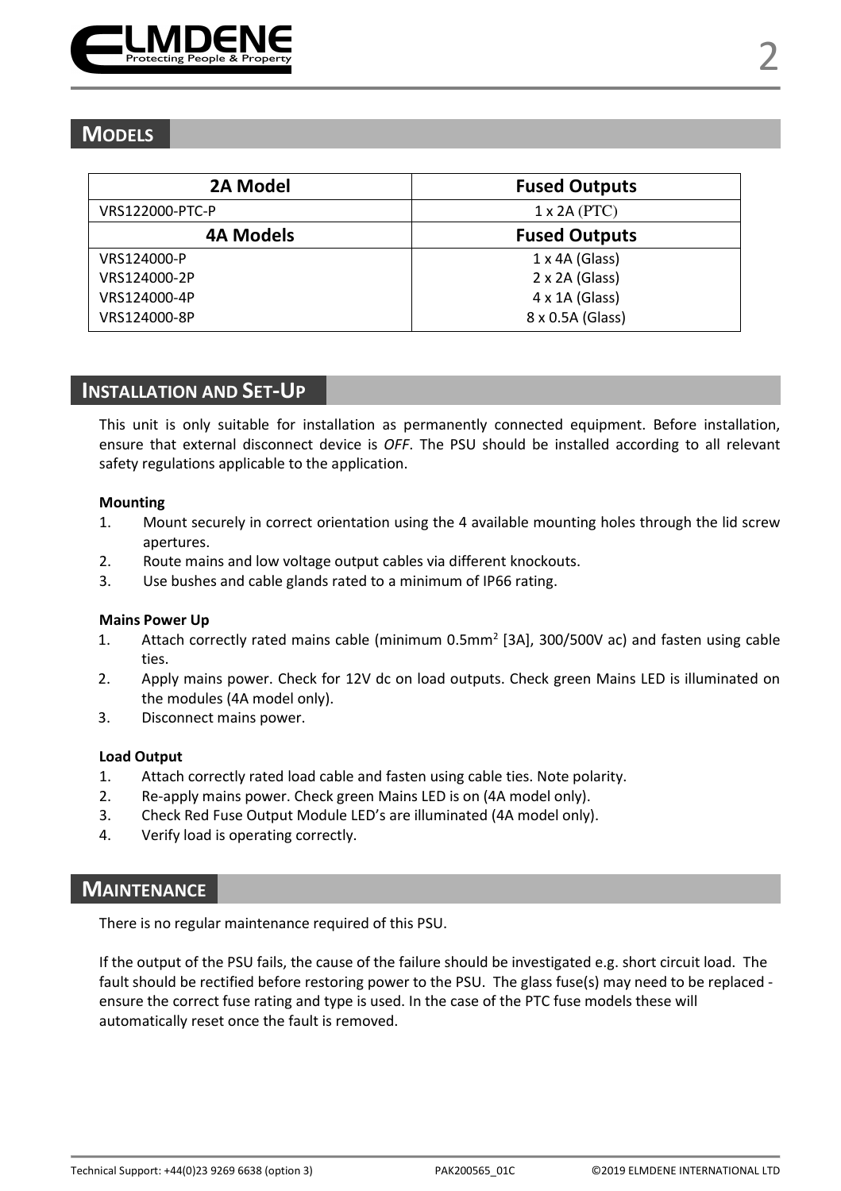## MODELS

| 2A Model | Fused Outputs |
|---|---|
| VRS122000-PTC-P | 1 x 2A (PTC) |
| **4A Models** | **Fused Outputs** |
| VRS124000-P<br>VRS124000-2P<br>VRS124000-4P<br>VRS124000-8P | 1 x 4A (Glass)<br>2 x 2A (Glass)<br>4 x 1A (Glass)<br>8 x 0.5A (Glass) |

## INSTALLATION AND SET-UP

This unit is only suitable for installation as permanently connected equipment. Before installation, ensure that external disconnect device is *OFF*. The PSU should be installed according to all relevant safety regulations applicable to the application.

**Mounting**

1. Mount securely in correct orientation using the 4 available mounting holes through the lid screw apertures.
2. Route mains and low voltage output cables via different knockouts.
3. Use bushes and cable glands rated to a minimum of IP66 rating.

**Mains Power Up**

1. Attach correctly rated mains cable (minimum 0.5mm$^2$ [3A], 300/500V ac) and fasten using cable ties.
2. Apply mains power. Check for 12V dc on load outputs. Check green Mains LED is illuminated on the modules (4A model only).
3. Disconnect mains power.

**Load Output**

1. Attach correctly rated load cable and fasten using cable ties. Note polarity.
2. Re-apply mains power. Check green Mains LED is on (4A model only).
3. Check Red Fuse Output Module LED's are illuminated (4A model only).
4. Verify load is operating correctly.

## MAINTENANCE

There is no regular maintenance required of this PSU.

If the output of the PSU fails, the cause of the failure should be investigated e.g. short circuit load. The fault should be rectified before restoring power to the PSU. The glass fuse(s) may need to be replaced - ensure the correct fuse rating and type is used. In the case of the PTC fuse models these will automatically reset once the fault is removed.

Technical Support: +44(0)23 9269 6638 (option 3) PAK200565_01C ©2019 ELMDENE INTERNATIONAL LTD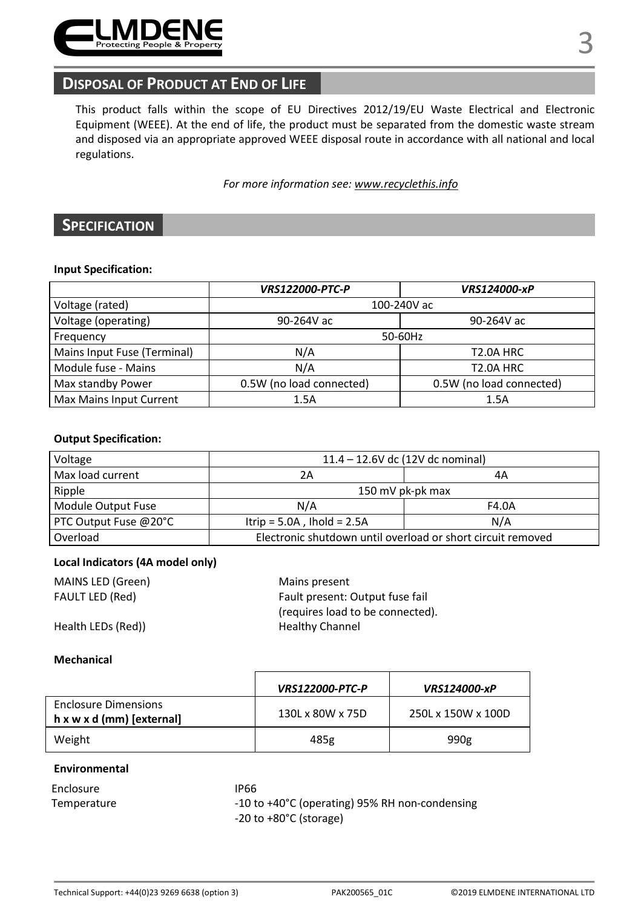## Disposal of Product at End of Life

This product falls within the scope of EU Directives 2012/19/EU Waste Electrical and Electronic Equipment (WEEE). At the end of life, the product must be separated from the domestic waste stream and disposed via an appropriate approved WEEE disposal route in accordance with all national and local regulations.

*For more information see: www.recyclethis.info*

## Specification

**Input Specification:**

| | *VRS122000-PTC-P* | *VRS124000-xP* |
|---|---|---|
| Voltage (rated) | 100-240V ac | |
| Voltage (operating) | 90-264V ac | 90-264V ac |
| Frequency | 50-60Hz | |
| Mains Input Fuse (Terminal) | N/A | T2.0A HRC |
| Module fuse - Mains | N/A | T2.0A HRC |
| Max standby Power | 0.5W (no load connected) | 0.5W (no load connected) |
| Max Mains Input Current | 1.5A | 1.5A |

**Output Specification:**

| Voltage | 11.4 – 12.6V dc (12V dc nominal) | |
|---|---|---|
| Max load current | 2A | 4A |
| Ripple | 150 mV pk-pk max | |
| Module Output Fuse | N/A | F4.0A |
| PTC Output Fuse @20°C | Itrip = 5.0A , Ihold = 2.5A | N/A |
| Overload | Electronic shutdown until overload or short circuit removed | |

**Local Indicators (4A model only)**

MAINS LED (Green) — Mains present

FAULT LED (Red) — Fault present: Output fuse fail (requires load to be connected).

Health LEDs (Red)) — Healthy Channel

**Mechanical**

| | *VRS122000-PTC-P* | *VRS124000-xP* |
|---|---|---|
| Enclosure Dimensions **h x w x d (mm) [external]** | 130L x 80W x 75D | 250L x 150W x 100D |
| Weight | 485g | 990g |

**Environmental**

Enclosure — IP66

Temperature — -10 to +40°C (operating) 95% RH non-condensing
-20 to +80°C (storage)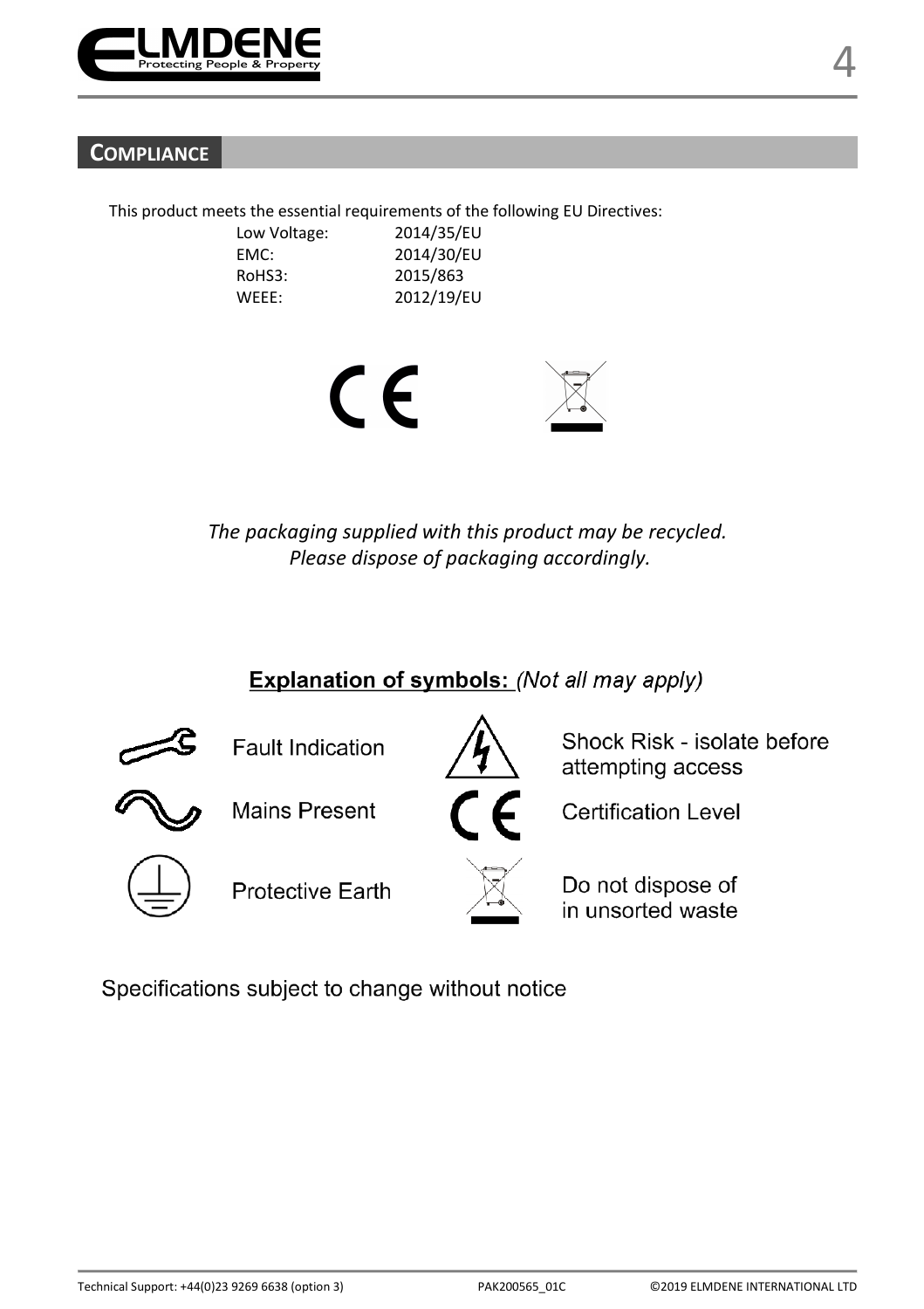## COMPLIANCE

This product meets the essential requirements of the following EU Directives:

| | |
|---|---|
| Low Voltage: | 2014/35/EU |
| EMC: | 2014/30/EU |
| RoHS3: | 2015/863 |
| WEEE: | 2012/19/EU |

*The packaging supplied with this product may be recycled.*
*Please dispose of packaging accordingly.*

**Explanation of symbols:** *(Not all may apply)*

Fault Indication

Mains Present

Protective Earth

Shock Risk - isolate before attempting access

Certification Level

Do not dispose of in unsorted waste

Specifications subject to change without notice

Technical Support: +44(0)23 9269 6638 (option 3) PAK200565_01C ©2019 ELMDENE INTERNATIONAL LTD